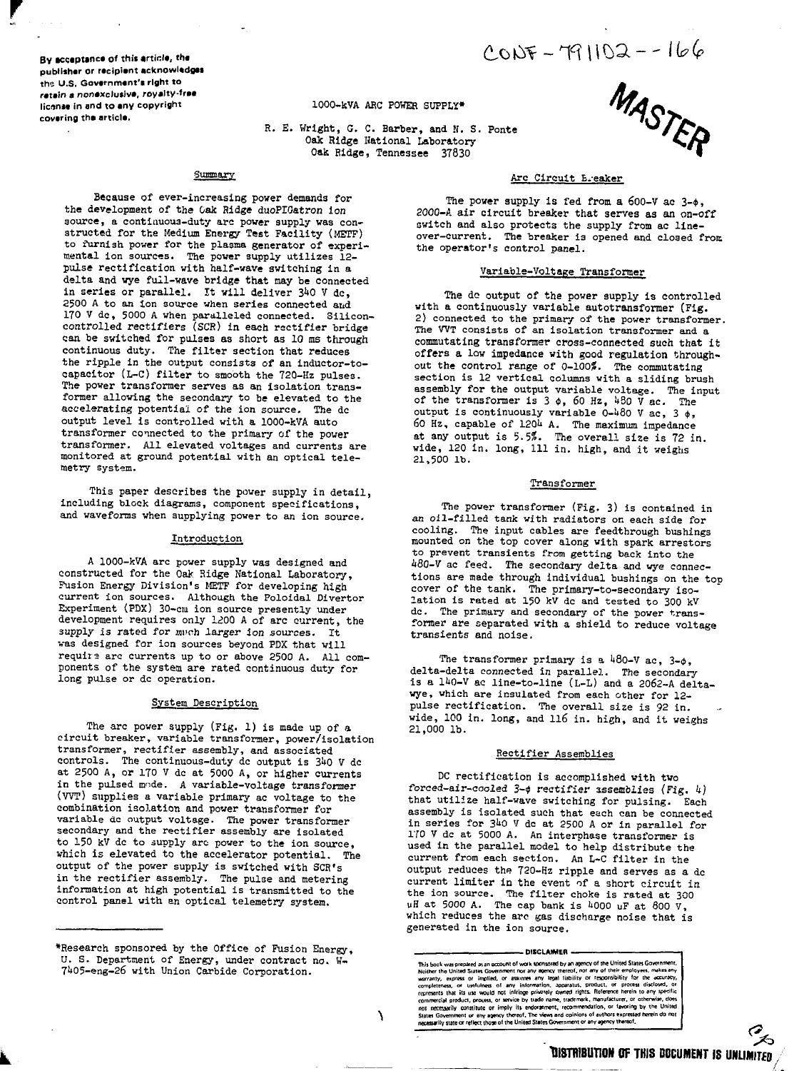By acceptance of this article, the publisher or recipient acknowledges the U.S. Government's right to retain a nonexclusive, royalty-free license in and to any copyright covering the article.

CONF-791102--166

MASTER

# 1000-kVA ARC POWER SUPPLY*

R. E. Wright, G. C. Barber, and N. S. Ponte
Oak Ridge National Laboratory
Oak Ridge, Tennessee 37830

## Summary

Because of ever-increasing power demands for the development of the Oak Ridge duoPIGatron ion source, a continuous-duty arc power supply was constructed for the Medium Energy Test Facility (METF) to furnish power for the plasma generator of experimental ion sources. The power supply utilizes 12-pulse rectification with half-wave switching in a delta and wye full-wave bridge that may be connected in series or parallel. It will deliver 340 V dc, 2500 A to an ion source when series connected and 170 V dc, 5000 A when paralleled connected. Silicon-controlled rectifiers (SCR) in each rectifier bridge can be switched for pulses as short as 10 ms through continuous duty. The filter section that reduces the ripple in the output consists of an inductor-to-capacitor (L-C) filter to smooth the 720-Hz pulses. The power transformer serves as an isolation transformer allowing the secondary to be elevated to the accelerating potential of the ion source. The dc output level is controlled with a 1000-kVA auto transformer connected to the primary of the power transformer. All elevated voltages and currents are monitored at ground potential with an optical telemetry system.

This paper describes the power supply in detail, including block diagrams, component specifications, and waveforms when supplying power to an ion source.

## Introduction

A 1000-kVA arc power supply was designed and constructed for the Oak Ridge National Laboratory, Fusion Energy Division's METF for developing high current ion sources. Although the Poloidal Divertor Experiment (PDX) 30-cm ion source presently under development requires only 1200 A of arc current, the supply is rated for much larger ion sources. It was designed for ion sources beyond PDX that will require arc currents up to or above 2500 A. All components of the system are rated continuous duty for long pulse or dc operation.

## System Description

The arc power supply (Fig. 1) is made up of a circuit breaker, variable transformer, power/isolation transformer, rectifier assembly, and associated controls. The continuous-duty dc output is 340 V dc at 2500 A, or 170 V dc at 5000 A, or higher currents in the pulsed mode. A variable-voltage transformer (VVT) supplies a variable primary ac voltage to the combination isolation and power transformer for variable dc output voltage. The power transformer secondary and the rectifier assembly are isolated to 150 kV dc to supply arc power to the ion source, which is elevated to the accelerator potential. The output of the power supply is switched with SCR's in the rectifier assembly. The pulse and metering information at high potential is transmitted to the control panel with an optical telemetry system.

*Research sponsored by the Office of Fusion Energy, U. S. Department of Energy, under contract no. W-7405-eng-26 with Union Carbide Corporation.

## Arc Circuit Breaker

The power supply is fed from a 600-V ac 3-$\phi$, 2000-A air circuit breaker that serves as an on-off switch and also protects the supply from ac line-over-current. The breaker is opened and closed from the operator's control panel.

## Variable-Voltage Transformer

The dc output of the power supply is controlled with a continuously variable autotransformer (Fig. 2) connected to the primary of the power transformer. The VVT consists of an isolation transformer and a commutating transformer cross-connected such that it offers a low impedance with good regulation throughout the control range of 0-100%. The commutating section is 12 vertical columns with a sliding brush assembly for the output variable voltage. The input of the transformer is 3 $\phi$, 60 Hz, 480 V ac. The output is continuously variable 0-480 V ac, 3 $\phi$, 60 Hz, capable of 1204 A. The maximum impedance at any output is 5.5%. The overall size is 72 in. wide, 120 in. long, 111 in. high, and it weighs 21,500 lb.

## Transformer

The power transformer (Fig. 3) is contained in an oil-filled tank with radiators on each side for cooling. The input cables are feedthrough bushings mounted on the top cover along with spark arrestors to prevent transients from getting back into the 480-V ac feed. The secondary delta and wye connections are made through individual bushings on the top cover of the tank. The primary-to-secondary isolation is rated at 150 kV dc and tested to 300 kV dc. The primary and secondary of the power transformer are separated with a shield to reduce voltage transients and noise.

The transformer primary is a 480-V ac, 3-$\phi$, delta-delta connected in parallel. The secondary is a 140-V ac line-to-line (L-L) and a 2062-A delta-wye, which are insulated from each other for 12-pulse rectification. The overall size is 92 in. wide, 100 in. long, and 116 in. high, and it weighs 21,000 lb.

## Rectifier Assemblies

DC rectification is accomplished with two forced-air-cooled 3-$\phi$ rectifier assemblies (Fig. 4) that utilize half-wave switching for pulsing. Each assembly is isolated such that each can be connected in series for 340 V dc at 2500 A or in parallel for 170 V dc at 5000 A. An interphase transformer is used in the parallel model to help distribute the current from each section. An L-C filter in the output reduces the 720-Hz ripple and serves as a dc current limiter in the event of a short circuit in the ion source. The filter choke is rated at 300 μH at 5000 A. The cap bank is 4000 uF at 800 V, which reduces the arc gas discharge noise that is generated in the ion source.

DISCLAIMER

This book was prepared as an account of work sponsored by an agency of the United States Government. Neither the United States Government nor any agency thereof, nor any of their employees, makes any warranty, express or implied, or assumes any legal liability or responsibility for the accuracy, completeness, or usefulness of any information, apparatus, product, or process disclosed, or represents that its use would not infringe privately owned rights. Reference herein to any specific commercial product, process, or service by trade name, trademark, manufacturer, or otherwise, does not necessarily constitute or imply its endorsement, recommendation, or favoring by the United States Government or any agency thereof. The views and opinions of authors expressed herein do not necessarily state or reflect those of the United States Government or any agency thereof.

DISTRIBUTION OF THIS DOCUMENT IS UNLIMITED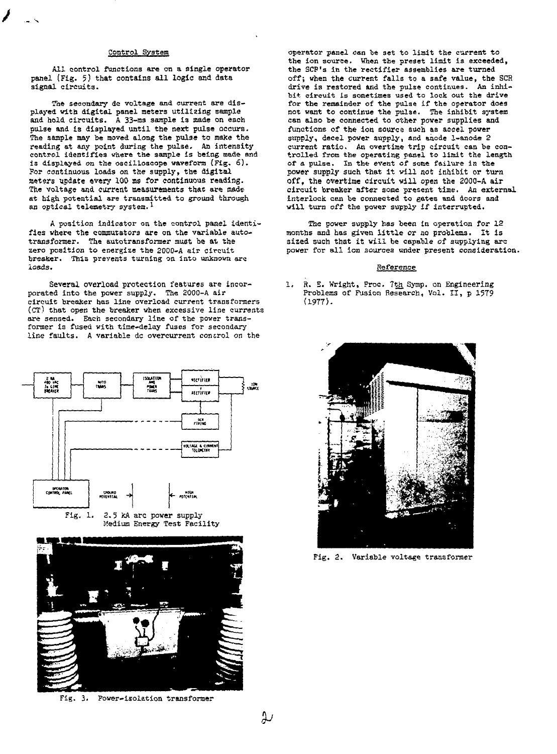## Control System

All control functions are on a single operator panel (Fig. 5) that contains all logic and data signal circuits.

The secondary dc voltage and current are displayed with digital panel meters utilizing sample and hold circuits. A 33-ms sample is made on each pulse and is displayed until the next pulse occurs. The sample may be moved along the pulse to make the reading at any point during the pulse. An intensity control identifies where the sample is being made and is displayed on the oscilloscope waveform (Fig. 6). For continuous loads on the supply, the digital meters update every 100 ms for continuous reading. The voltage and current measurements that are made at high potential are transmitted to ground through an optical telemetry system.[1]

A position indicator on the control panel identifies where the commutators are on the variable autotransformer. The autotransformer must be at the zero position to energize the 2000-A air circuit breaker. This prevents turning on into unknown arc loads.

Several overload protection features are incorporated into the power supply. The 2000-A air circuit breaker has line overload current transformers (CT) that open the breaker when excessive line currents are sensed. Each secondary line of the power transformer is fused with time-delay fuses for secondary line faults. A variable dc overcurrent control on the operator panel can be set to limit the current to the ion source. When the preset limit is exceeded, the SCR's in the rectifier assemblies are turned off; when the current falls to a safe value, the SCR drive is restored and the pulse continues. An inhibit circuit is sometimes used to lock out the drive for the remainder of the pulse if the operator does not want to continue the pulse. The inhibit system can also be connected to other power supplies and functions of the ion source such as accel power supply, decel power supply, and anode 1-anode 2 current ratio. An overtime trip circuit can be controlled from the operating panel to limit the length of a pulse. In the event of some failure in the power supply such that it will not inhibit or turn off, the overtime circuit will open the 2000-A air circuit breaker after some present time. An external interlock can be connected to gates and doors and will turn off the power supply if interrupted.

The power supply has been in operation for 12 months and has given little or no problems. It is sized such that it will be capable of supplying arc power for all ion sources under present consideration.

## Reference

1. R. E. Wright, Proc. 7th Symp. on Engineering Problems of Fusion Research, Vol. II, p 1579 (1977).

Fig. 1. 2.5 kA arc power supply Medium Energy Test Facility

Fig. 3. Power-isolation transformer

Fig. 2. Variable voltage transformer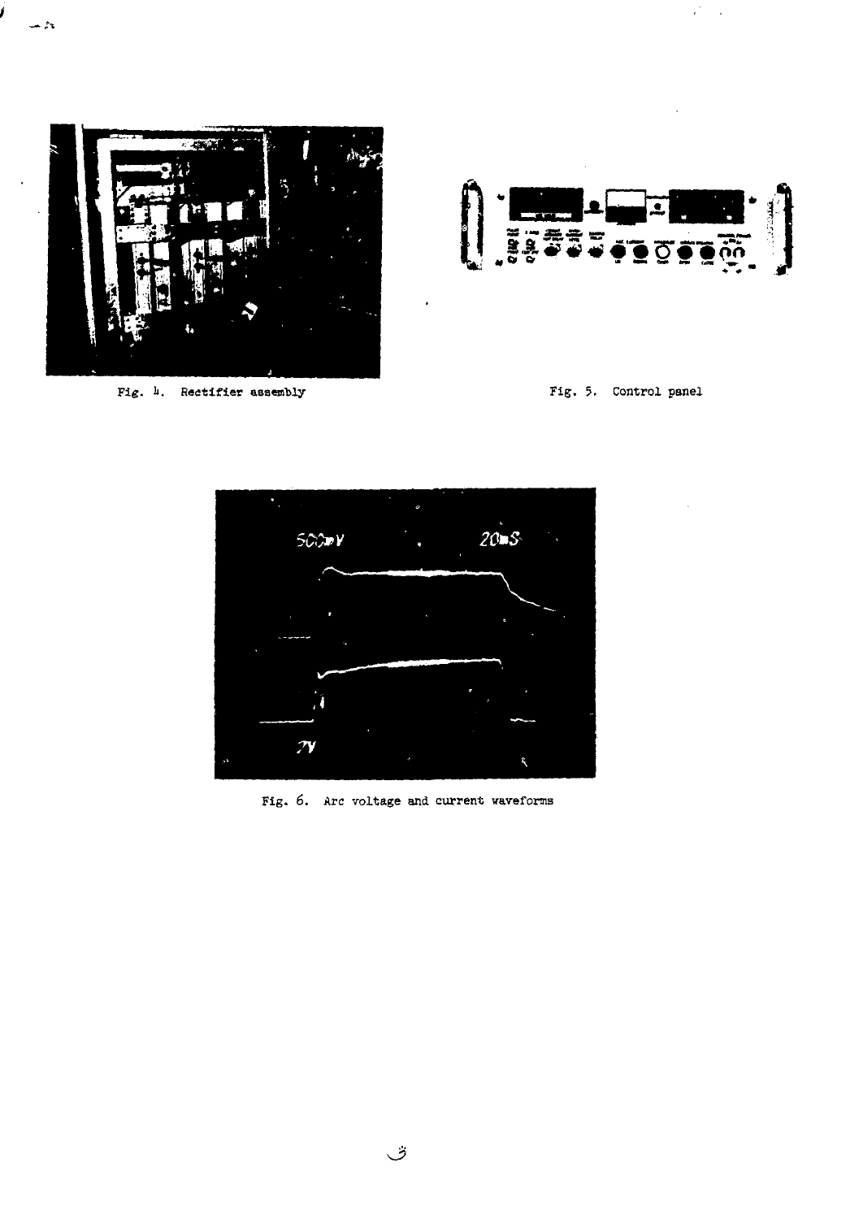Fig. 4. Rectifier assembly

Fig. 5. Control panel

500mV

20mS

2V

Fig. 6. Arc voltage and current waveforms